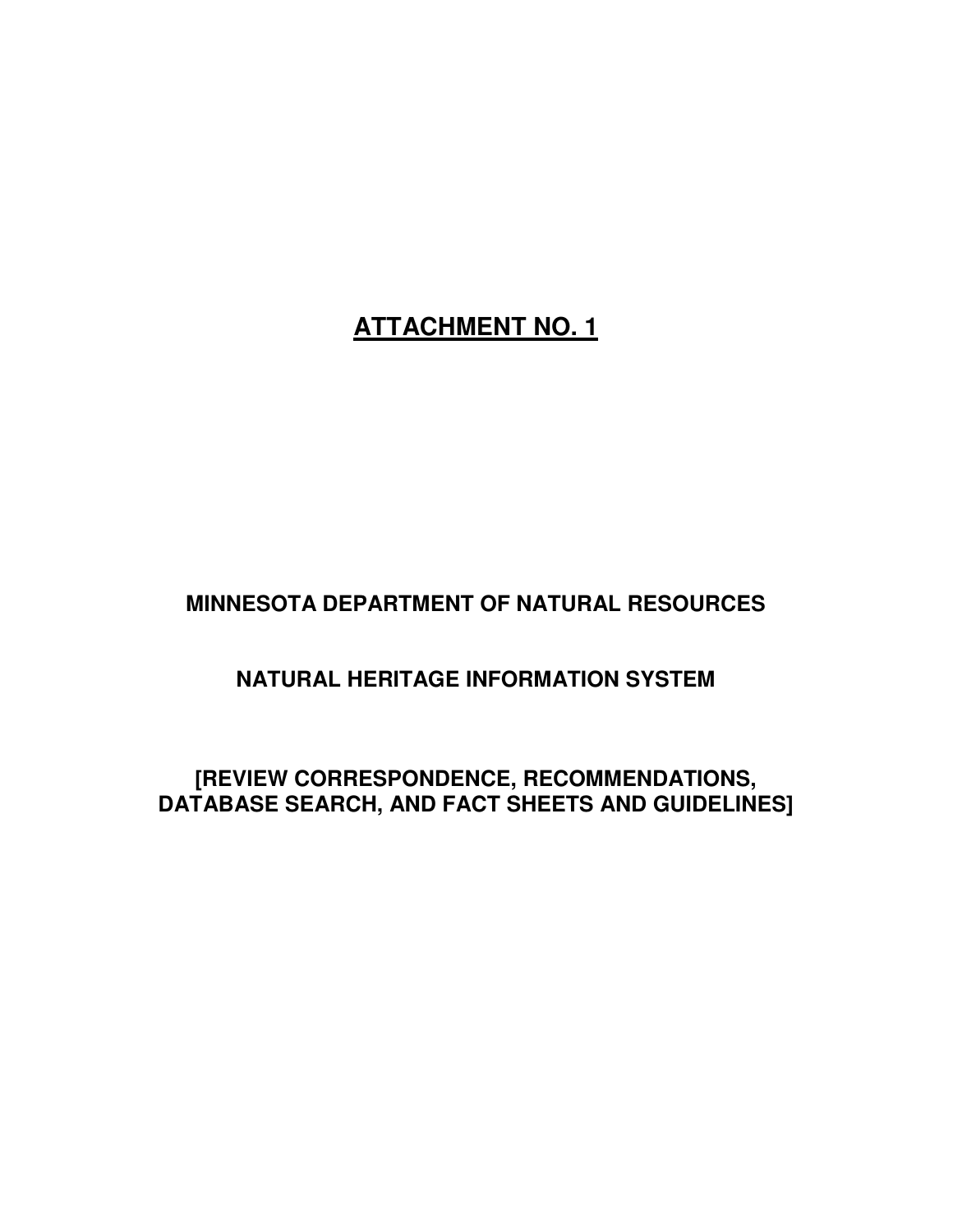# <u>ATTACHMENT NO. 1</u>

## MINNESOTA DEPARTMENT OF NATURAL RESOURCES

## NATURAL HERITAGE INFORMATION SYSTEM

## [REVIEW CORRESPONDENCE, RECOMMENDATIONS, DATABASE SEARCH, AND FACT SHEETS AND GUIDELINES]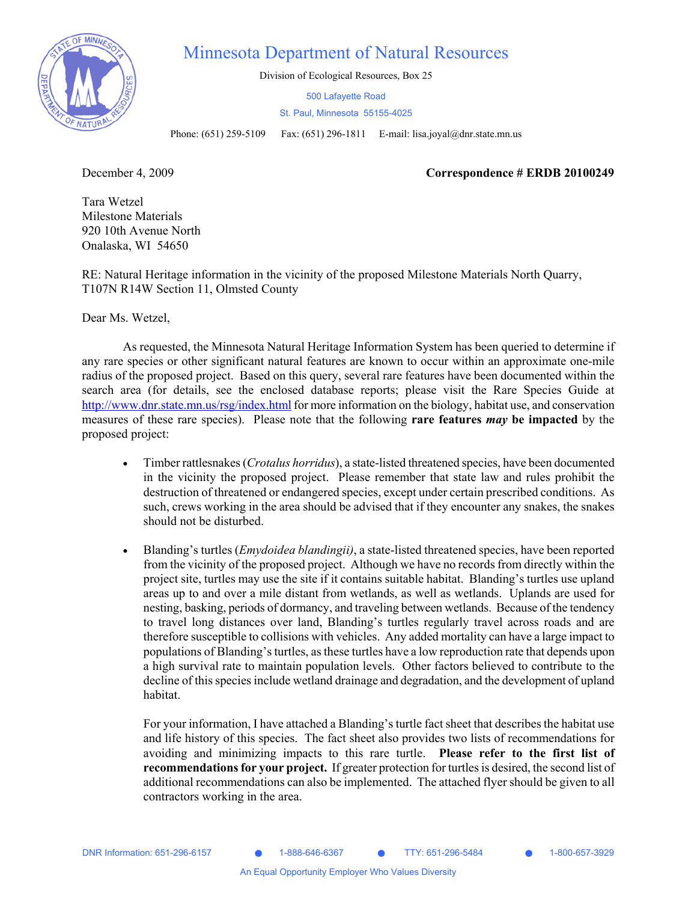# Minnesota Department of Natural Resources

Division of Ecological Resources, Box 25

500 Lafayette Road

St. Paul, Minnesota 55155-4025

Phone: (651) 259-5109 Fax: (651) 296-1811 E-mail: lisa.joyal@dnr.state.mn.us

December 4, 2009 **Correspondence # ERDB 20100249**

Tara Wetzel
Milestone Materials
920 10th Avenue North
Onalaska, WI 54650

RE: Natural Heritage information in the vicinity of the proposed Milestone Materials North Quarry, T107N R14W Section 11, Olmsted County

Dear Ms. Wetzel,

As requested, the Minnesota Natural Heritage Information System has been queried to determine if any rare species or other significant natural features are known to occur within an approximate one-mile radius of the proposed project. Based on this query, several rare features have been documented within the search area (for details, see the enclosed database reports; please visit the Rare Species Guide at http://www.dnr.state.mn.us/rsg/index.html for more information on the biology, habitat use, and conservation measures of these rare species). Please note that the following **rare features *may* be impacted** by the proposed project:

- Timber rattlesnakes (*Crotalus horridus*), a state-listed threatened species, have been documented in the vicinity the proposed project. Please remember that state law and rules prohibit the destruction of threatened or endangered species, except under certain prescribed conditions. As such, crews working in the area should be advised that if they encounter any snakes, the snakes should not be disturbed.

- Blanding's turtles (*Emydoidea blandingii)*, a state-listed threatened species, have been reported from the vicinity of the proposed project. Although we have no records from directly within the project site, turtles may use the site if it contains suitable habitat. Blanding's turtles use upland areas up to and over a mile distant from wetlands, as well as wetlands. Uplands are used for nesting, basking, periods of dormancy, and traveling between wetlands. Because of the tendency to travel long distances over land, Blanding's turtles regularly travel across roads and are therefore susceptible to collisions with vehicles. Any added mortality can have a large impact to populations of Blanding's turtles, as these turtles have a low reproduction rate that depends upon a high survival rate to maintain population levels. Other factors believed to contribute to the decline of this species include wetland drainage and degradation, and the development of upland habitat.

  For your information, I have attached a Blanding's turtle fact sheet that describes the habitat use and life history of this species. The fact sheet also provides two lists of recommendations for avoiding and minimizing impacts to this rare turtle. **Please refer to the first list of recommendations for your project.** If greater protection for turtles is desired, the second list of additional recommendations can also be implemented. The attached flyer should be given to all contractors working in the area.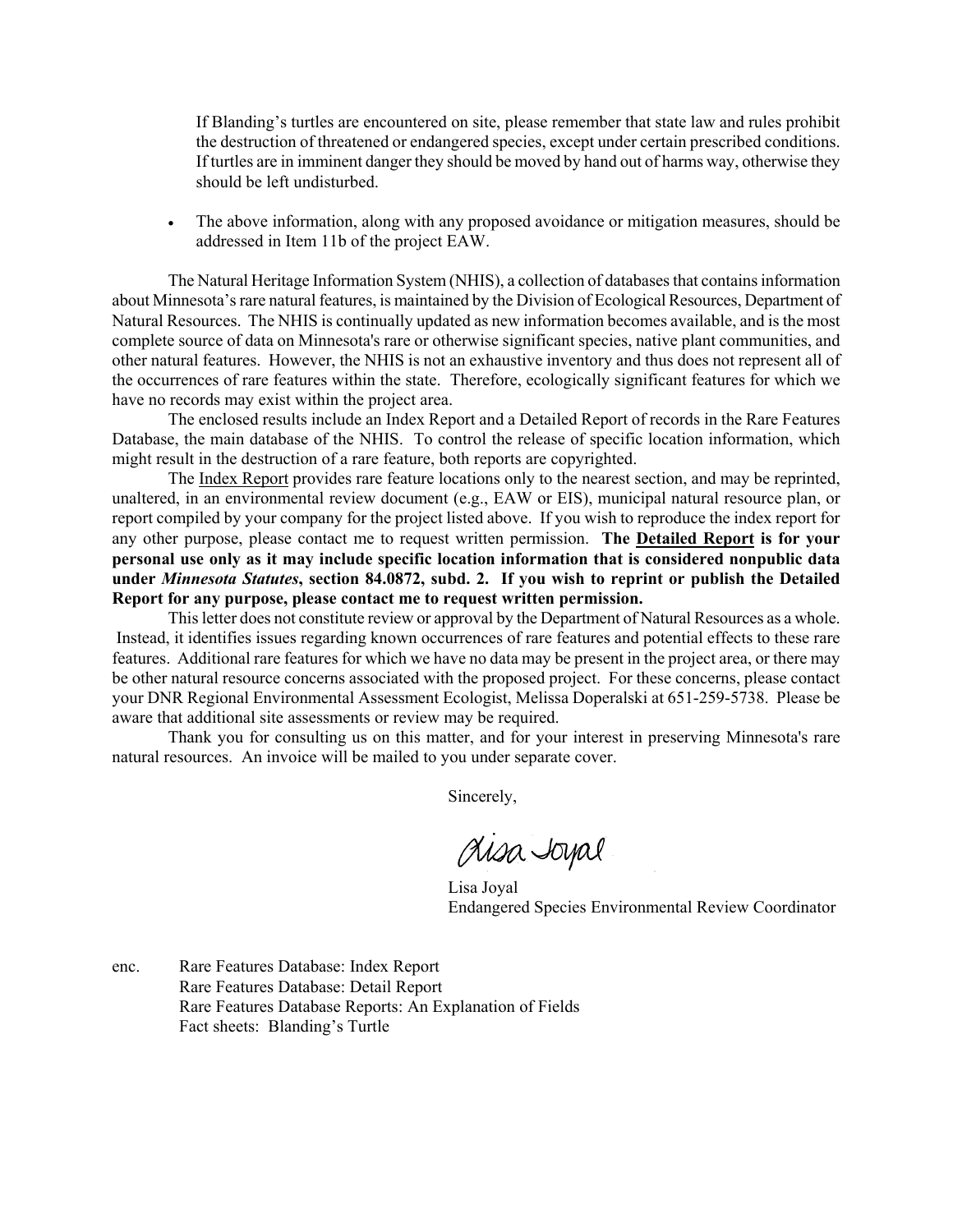If Blanding's turtles are encountered on site, please remember that state law and rules prohibit the destruction of threatened or endangered species, except under certain prescribed conditions. If turtles are in imminent danger they should be moved by hand out of harms way, otherwise they should be left undisturbed.

- The above information, along with any proposed avoidance or mitigation measures, should be addressed in Item 11b of the project EAW.

The Natural Heritage Information System (NHIS), a collection of databases that contains information about Minnesota's rare natural features, is maintained by the Division of Ecological Resources, Department of Natural Resources. The NHIS is continually updated as new information becomes available, and is the most complete source of data on Minnesota's rare or otherwise significant species, native plant communities, and other natural features. However, the NHIS is not an exhaustive inventory and thus does not represent all of the occurrences of rare features within the state. Therefore, ecologically significant features for which we have no records may exist within the project area.

The enclosed results include an Index Report and a Detailed Report of records in the Rare Features Database, the main database of the NHIS. To control the release of specific location information, which might result in the destruction of a rare feature, both reports are copyrighted.

The Index Report provides rare feature locations only to the nearest section, and may be reprinted, unaltered, in an environmental review document (e.g., EAW or EIS), municipal natural resource plan, or report compiled by your company for the project listed above. If you wish to reproduce the index report for any other purpose, please contact me to request written permission. **The Detailed Report is for your personal use only as it may include specific location information that is considered nonpublic data under *Minnesota Statutes*, section 84.0872, subd. 2. If you wish to reprint or publish the Detailed Report for any purpose, please contact me to request written permission.**

This letter does not constitute review or approval by the Department of Natural Resources as a whole. Instead, it identifies issues regarding known occurrences of rare features and potential effects to these rare features. Additional rare features for which we have no data may be present in the project area, or there may be other natural resource concerns associated with the proposed project. For these concerns, please contact your DNR Regional Environmental Assessment Ecologist, Melissa Doperalski at 651-259-5738. Please be aware that additional site assessments or review may be required.

Thank you for consulting us on this matter, and for your interest in preserving Minnesota's rare natural resources. An invoice will be mailed to you under separate cover.

Sincerely,

Lisa Joyal

Lisa Joyal
Endangered Species Environmental Review Coordinator

enc. Rare Features Database: Index Report
Rare Features Database: Detail Report
Rare Features Database Reports: An Explanation of Fields
Fact sheets: Blanding's Turtle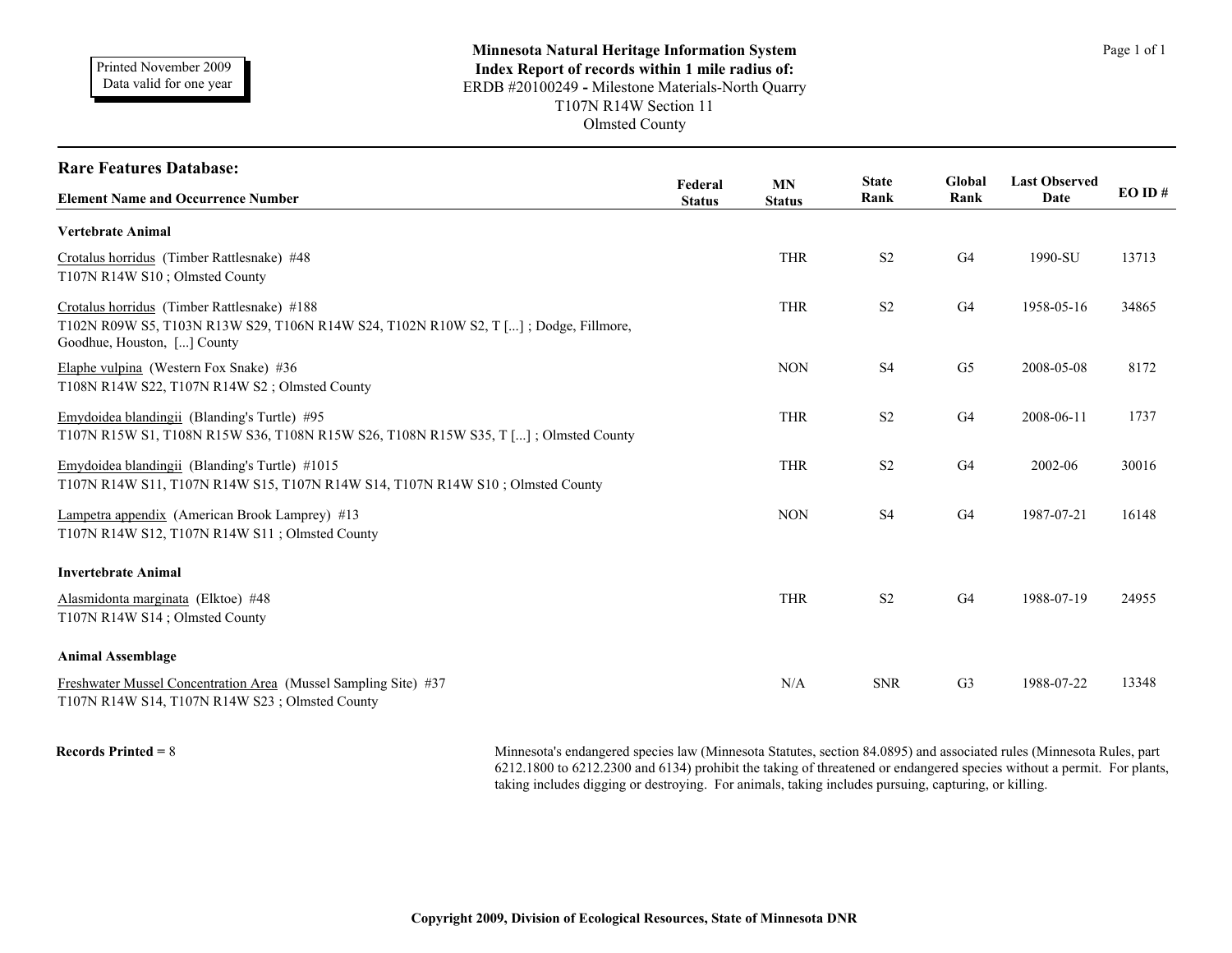Printed November 2009
Data valid for one year

# Minnesota Natural Heritage Information System
## Index Report of records within 1 mile radius of:
ERDB #20100249 - Milestone Materials-North Quarry
T107N R14W Section 11
Olmsted County

## Rare Features Database:

| Element Name and Occurrence Number | Federal Status | MN Status | State Rank | Global Rank | Last Observed Date | EO ID # |
|---|---|---|---|---|---|---|
| **Vertebrate Animal** | | | | | | |
| Crotalus horridus (Timber Rattlesnake) #48<br>T107N R14W S10 ; Olmsted County | | THR | S2 | G4 | 1990-SU | 13713 |
| Crotalus horridus (Timber Rattlesnake) #188<br>T102N R09W S5, T103N R13W S29, T106N R14W S24, T102N R10W S2, T [...] ; Dodge, Fillmore, Goodhue, Houston, [...] County | | THR | S2 | G4 | 1958-05-16 | 34865 |
| Elaphe vulpina (Western Fox Snake) #36<br>T108N R14W S22, T107N R14W S2 ; Olmsted County | | NON | S4 | G5 | 2008-05-08 | 8172 |
| Emydoidea blandingii (Blanding's Turtle) #95<br>T107N R15W S1, T108N R15W S36, T108N R15W S26, T108N R15W S35, T [...] ; Olmsted County | | THR | S2 | G4 | 2008-06-11 | 1737 |
| Emydoidea blandingii (Blanding's Turtle) #1015<br>T107N R14W S11, T107N R14W S15, T107N R14W S14, T107N R14W S10 ; Olmsted County | | THR | S2 | G4 | 2002-06 | 30016 |
| Lampetra appendix (American Brook Lamprey) #13<br>T107N R14W S12, T107N R14W S11 ; Olmsted County | | NON | S4 | G4 | 1987-07-21 | 16148 |
| **Invertebrate Animal** | | | | | | |
| Alasmidonta marginata (Elktoe) #48<br>T107N R14W S14 ; Olmsted County | | THR | S2 | G4 | 1988-07-19 | 24955 |
| **Animal Assemblage** | | | | | | |
| Freshwater Mussel Concentration Area (Mussel Sampling Site) #37<br>T107N R14W S14, T107N R14W S23 ; Olmsted County | | N/A | SNR | G3 | 1988-07-22 | 13348 |

**Records Printed =** 8

Minnesota's endangered species law (Minnesota Statutes, section 84.0895) and associated rules (Minnesota Rules, part 6212.1800 to 6212.2300 and 6134) prohibit the taking of threatened or endangered species without a permit. For plants, taking includes digging or destroying. For animals, taking includes pursuing, capturing, or killing.

**Copyright 2009, Division of Ecological Resources, State of Minnesota DNR**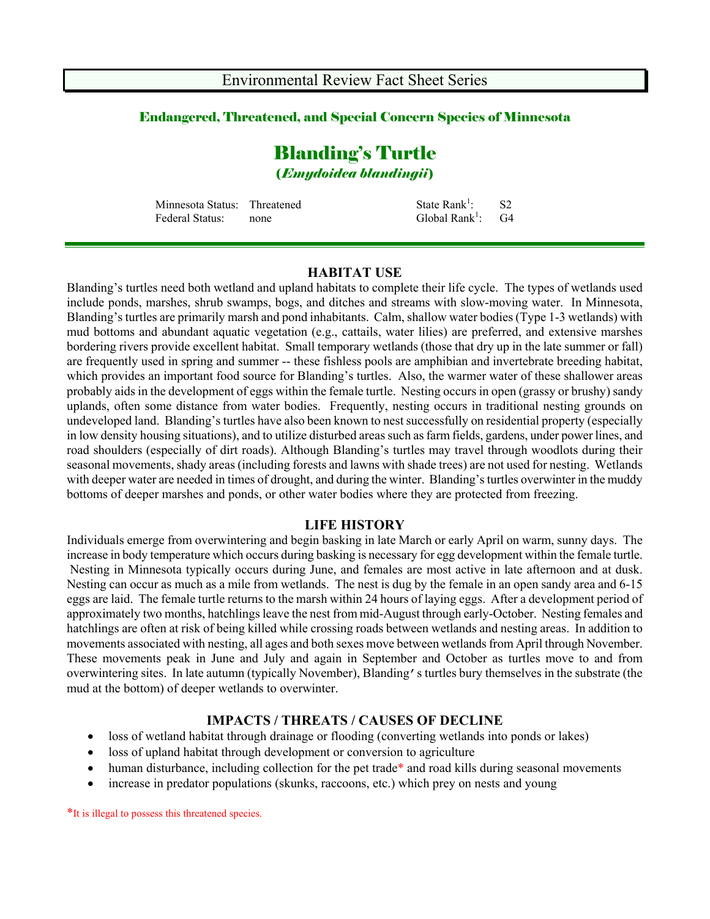Environmental Review Fact Sheet Series

## Endangered, Threatened, and Special Concern Species of Minnesota

# Blanding's Turtle
## (*Emydoidea blandingii*)

| | | | |
|---|---|---|---|
| Minnesota Status: | Threatened | State Rank[1]: | S2 |
| Federal Status: | none | Global Rank[1]: | G4 |

### HABITAT USE

Blanding's turtles need both wetland and upland habitats to complete their life cycle. The types of wetlands used include ponds, marshes, shrub swamps, bogs, and ditches and streams with slow-moving water. In Minnesota, Blanding's turtles are primarily marsh and pond inhabitants. Calm, shallow water bodies (Type 1-3 wetlands) with mud bottoms and abundant aquatic vegetation (e.g., cattails, water lilies) are preferred, and extensive marshes bordering rivers provide excellent habitat. Small temporary wetlands (those that dry up in the late summer or fall) are frequently used in spring and summer -- these fishless pools are amphibian and invertebrate breeding habitat, which provides an important food source for Blanding's turtles. Also, the warmer water of these shallower areas probably aids in the development of eggs within the female turtle. Nesting occurs in open (grassy or brushy) sandy uplands, often some distance from water bodies. Frequently, nesting occurs in traditional nesting grounds on undeveloped land. Blanding's turtles have also been known to nest successfully on residential property (especially in low density housing situations), and to utilize disturbed areas such as farm fields, gardens, under power lines, and road shoulders (especially of dirt roads). Although Blanding's turtles may travel through woodlots during their seasonal movements, shady areas (including forests and lawns with shade trees) are not used for nesting. Wetlands with deeper water are needed in times of drought, and during the winter. Blanding's turtles overwinter in the muddy bottoms of deeper marshes and ponds, or other water bodies where they are protected from freezing.

### LIFE HISTORY

Individuals emerge from overwintering and begin basking in late March or early April on warm, sunny days. The increase in body temperature which occurs during basking is necessary for egg development within the female turtle. Nesting in Minnesota typically occurs during June, and females are most active in late afternoon and at dusk. Nesting can occur as much as a mile from wetlands. The nest is dug by the female in an open sandy area and 6-15 eggs are laid. The female turtle returns to the marsh within 24 hours of laying eggs. After a development period of approximately two months, hatchlings leave the nest from mid-August through early-October. Nesting females and hatchlings are often at risk of being killed while crossing roads between wetlands and nesting areas. In addition to movements associated with nesting, all ages and both sexes move between wetlands from April through November. These movements peak in June and July and again in September and October as turtles move to and from overwintering sites. In late autumn (typically November), Blanding's turtles bury themselves in the substrate (the mud at the bottom) of deeper wetlands to overwinter.

### IMPACTS / THREATS / CAUSES OF DECLINE

- loss of wetland habitat through drainage or flooding (converting wetlands into ponds or lakes)
- loss of upland habitat through development or conversion to agriculture
- human disturbance, including collection for the pet trade* and road kills during seasonal movements
- increase in predator populations (skunks, raccoons, etc.) which prey on nests and young

*It is illegal to possess this threatened species.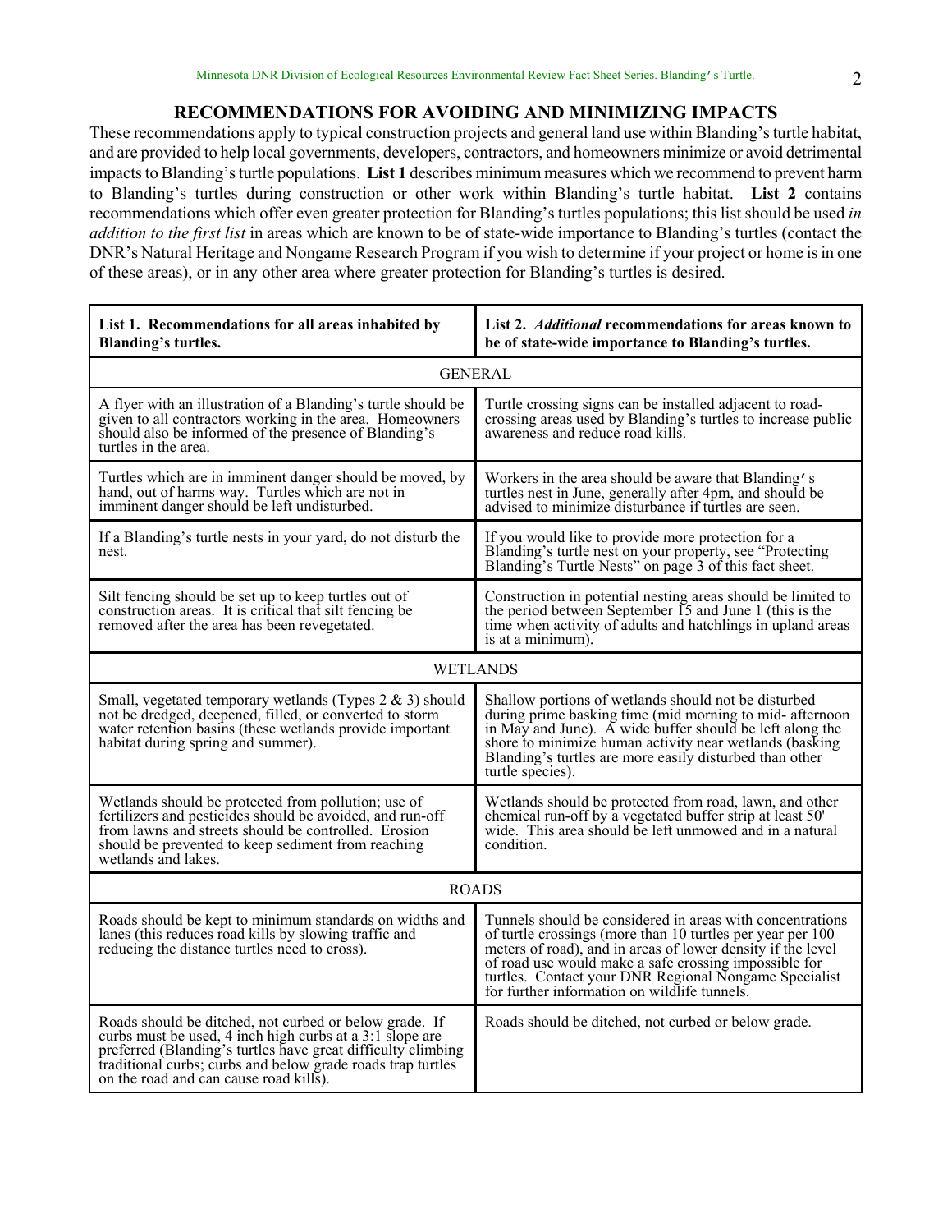## RECOMMENDATIONS FOR AVOIDING AND MINIMIZING IMPACTS

These recommendations apply to typical construction projects and general land use within Blanding's turtle habitat, and are provided to help local governments, developers, contractors, and homeowners minimize or avoid detrimental impacts to Blanding's turtle populations. **List 1** describes minimum measures which we recommend to prevent harm to Blanding's turtles during construction or other work within Blanding's turtle habitat. **List 2** contains recommendations which offer even greater protection for Blanding's turtles populations; this list should be used *in addition to the first list* in areas which are known to be of state-wide importance to Blanding's turtles (contact the DNR's Natural Heritage and Nongame Research Program if you wish to determine if your project or home is in one of these areas), or in any other area where greater protection for Blanding's turtles is desired.

| **List 1. Recommendations for all areas inhabited by Blanding's turtles.** | **List 2. *Additional* recommendations for areas known to be of state-wide importance to Blanding's turtles.** |
|---|---|
| GENERAL | |
| A flyer with an illustration of a Blanding's turtle should be given to all contractors working in the area. Homeowners should also be informed of the presence of Blanding's turtles in the area. | Turtle crossing signs can be installed adjacent to road-crossing areas used by Blanding's turtles to increase public awareness and reduce road kills. |
| Turtles which are in imminent danger should be moved, by hand, out of harms way. Turtles which are not in imminent danger should be left undisturbed. | Workers in the area should be aware that Blanding's turtles nest in June, generally after 4pm, and should be advised to minimize disturbance if turtles are seen. |
| If a Blanding's turtle nests in your yard, do not disturb the nest. | If you would like to provide more protection for a Blanding's turtle nest on your property, see "Protecting Blanding's Turtle Nests" on page 3 of this fact sheet. |
| Silt fencing should be set up to keep turtles out of construction areas. It is critical that silt fencing be removed after the area has been revegetated. | Construction in potential nesting areas should be limited to the period between September 15 and June 1 (this is the time when activity of adults and hatchlings in upland areas is at a minimum). |
| WETLANDS | |
| Small, vegetated temporary wetlands (Types 2 & 3) should not be dredged, deepened, filled, or converted to storm water retention basins (these wetlands provide important habitat during spring and summer). | Shallow portions of wetlands should not be disturbed during prime basking time (mid morning to mid- afternoon in May and June). A wide buffer should be left along the shore to minimize human activity near wetlands (basking Blanding's turtles are more easily disturbed than other turtle species). |
| Wetlands should be protected from pollution; use of fertilizers and pesticides should be avoided, and run-off from lawns and streets should be controlled. Erosion should be prevented to keep sediment from reaching wetlands and lakes. | Wetlands should be protected from road, lawn, and other chemical run-off by a vegetated buffer strip at least 50' wide. This area should be left unmowed and in a natural condition. |
| ROADS | |
| Roads should be kept to minimum standards on widths and lanes (this reduces road kills by slowing traffic and reducing the distance turtles need to cross). | Tunnels should be considered in areas with concentrations of turtle crossings (more than 10 turtles per year per 100 meters of road), and in areas of lower density if the level of road use would make a safe crossing impossible for turtles. Contact your DNR Regional Nongame Specialist for further information on wildlife tunnels. |
| Roads should be ditched, not curbed or below grade. If curbs must be used, 4 inch high curbs at a 3:1 slope are preferred (Blanding's turtles have great difficulty climbing traditional curbs; curbs and below grade roads trap turtles on the road and can cause road kills). | Roads should be ditched, not curbed or below grade. |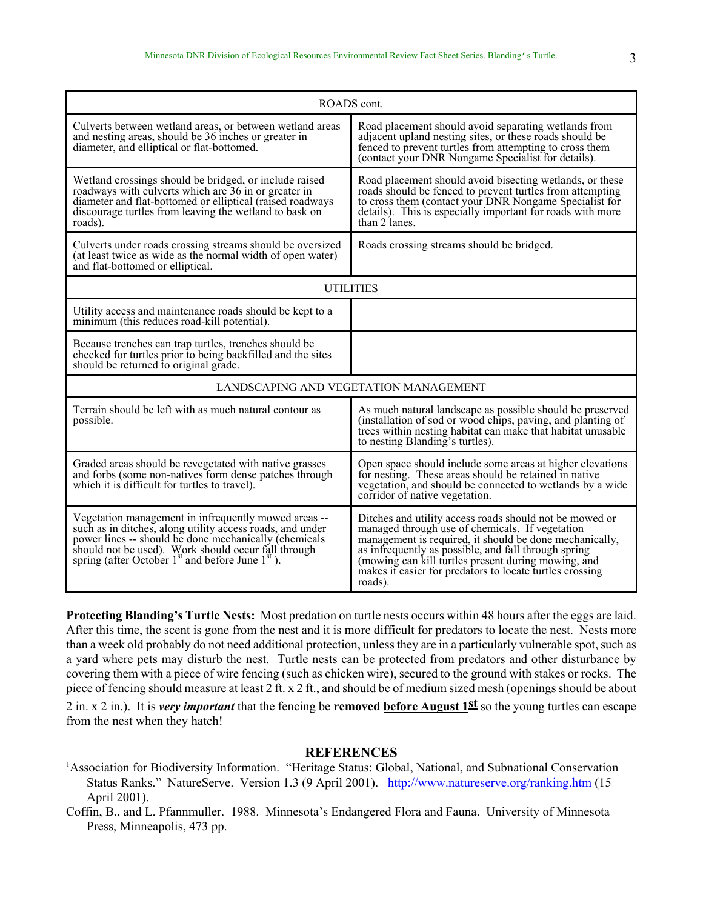| ROADS cont. | |
|---|---|
| Culverts between wetland areas, or between wetland areas and nesting areas, should be 36 inches or greater in diameter, and elliptical or flat-bottomed. | Road placement should avoid separating wetlands from adjacent upland nesting sites, or these roads should be fenced to prevent turtles from attempting to cross them (contact your DNR Nongame Specialist for details). |
| Wetland crossings should be bridged, or include raised roadways with culverts which are 36 in or greater in diameter and flat-bottomed or elliptical (raised roadways discourage turtles from leaving the wetland to bask on roads). | Road placement should avoid bisecting wetlands, or these roads should be fenced to prevent turtles from attempting to cross them (contact your DNR Nongame Specialist for details). This is especially important for roads with more than 2 lanes. |
| Culverts under roads crossing streams should be oversized (at least twice as wide as the normal width of open water) and flat-bottomed or elliptical. | Roads crossing streams should be bridged. |
| UTILITIES | |
| Utility access and maintenance roads should be kept to a minimum (this reduces road-kill potential). | |
| Because trenches can trap turtles, trenches should be checked for turtles prior to being backfilled and the sites should be returned to original grade. | |
| LANDSCAPING AND VEGETATION MANAGEMENT | |
| Terrain should be left with as much natural contour as possible. | As much natural landscape as possible should be preserved (installation of sod or wood chips, paving, and planting of trees within nesting habitat can make that habitat unusable to nesting Blanding's turtles). |
| Graded areas should be revegetated with native grasses and forbs (some non-natives form dense patches through which it is difficult for turtles to travel). | Open space should include some areas at higher elevations for nesting. These areas should be retained in native vegetation, and should be connected to wetlands by a wide corridor of native vegetation. |
| Vegetation management in infrequently mowed areas -- such as in ditches, along utility access roads, and under power lines -- should be done mechanically (chemicals should not be used). Work should occur fall through spring (after October 1st and before June 1st). | Ditches and utility access roads should not be mowed or managed through use of chemicals. If vegetation management is required, it should be done mechanically, as infrequently as possible, and fall through spring (mowing can kill turtles present during mowing, and makes it easier for predators to locate turtles crossing roads). |

**Protecting Blanding's Turtle Nests:** Most predation on turtle nests occurs within 48 hours after the eggs are laid. After this time, the scent is gone from the nest and it is more difficult for predators to locate the nest. Nests more than a week old probably do not need additional protection, unless they are in a particularly vulnerable spot, such as a yard where pets may disturb the nest. Turtle nests can be protected from predators and other disturbance by covering them with a piece of wire fencing (such as chicken wire), secured to the ground with stakes or rocks. The piece of fencing should measure at least 2 ft. x 2 ft., and should be of medium sized mesh (openings should be about 2 in. x 2 in.). It is ***very important*** that the fencing be **removed <u>before August 1st</u>** so the young turtles can escape from the nest when they hatch!

## REFERENCES

[1]Association for Biodiversity Information. "Heritage Status: Global, National, and Subnational Conservation Status Ranks." NatureServe. Version 1.3 (9 April 2001). http://www.natureserve.org/ranking.htm (15 April 2001).

Coffin, B., and L. Pfannmuller. 1988. Minnesota's Endangered Flora and Fauna. University of Minnesota Press, Minneapolis, 473 pp.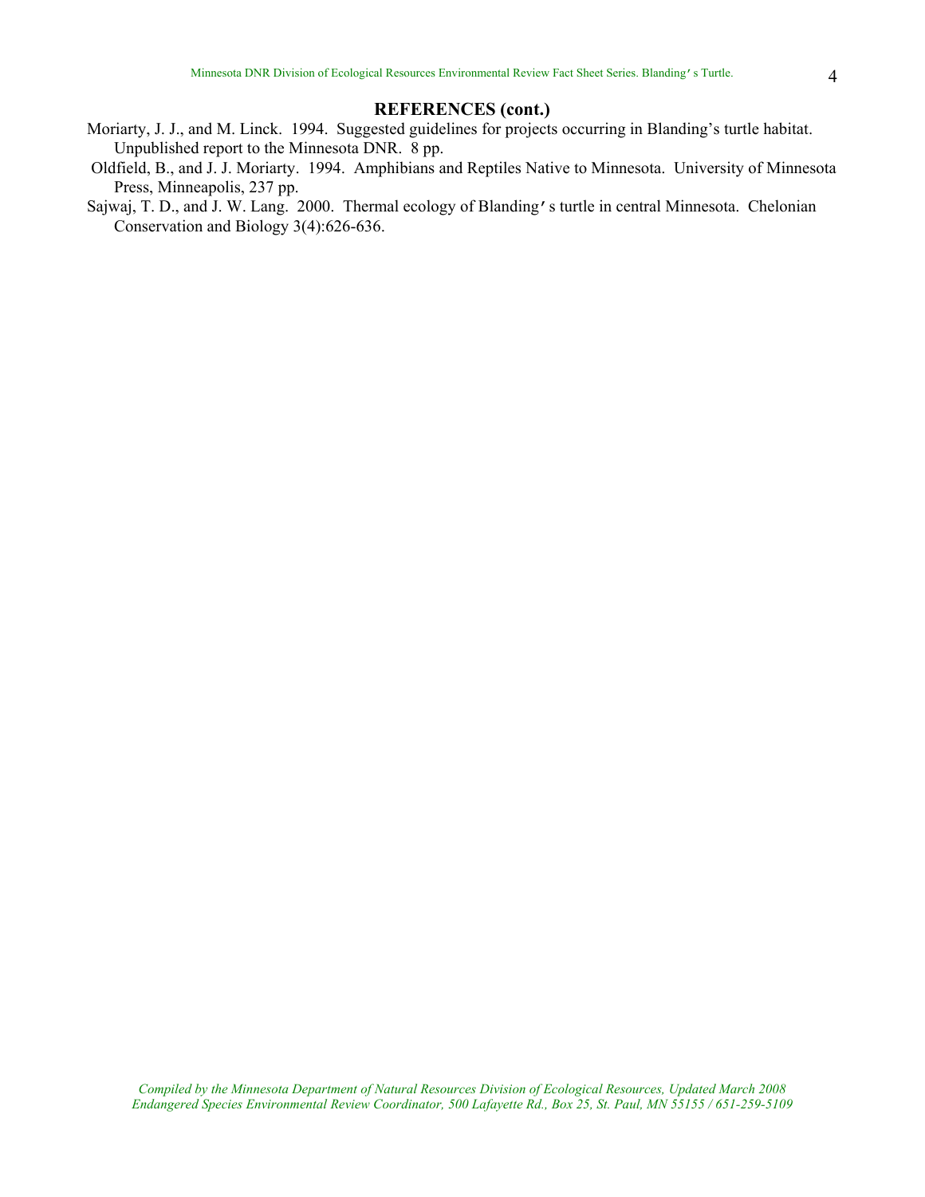## REFERENCES (cont.)

Moriarty, J. J., and M. Linck. 1994. Suggested guidelines for projects occurring in Blanding's turtle habitat. Unpublished report to the Minnesota DNR. 8 pp.

Oldfield, B., and J. J. Moriarty. 1994. Amphibians and Reptiles Native to Minnesota. University of Minnesota Press, Minneapolis, 237 pp.

Sajwaj, T. D., and J. W. Lang. 2000. Thermal ecology of Blanding's turtle in central Minnesota. Chelonian Conservation and Biology 3(4):626-636.

*Compiled by the Minnesota Department of Natural Resources Division of Ecological Resources, Updated March 2008*
*Endangered Species Environmental Review Coordinator, 500 Lafayette Rd., Box 25, St. Paul, MN 55155 / 651-259-5109*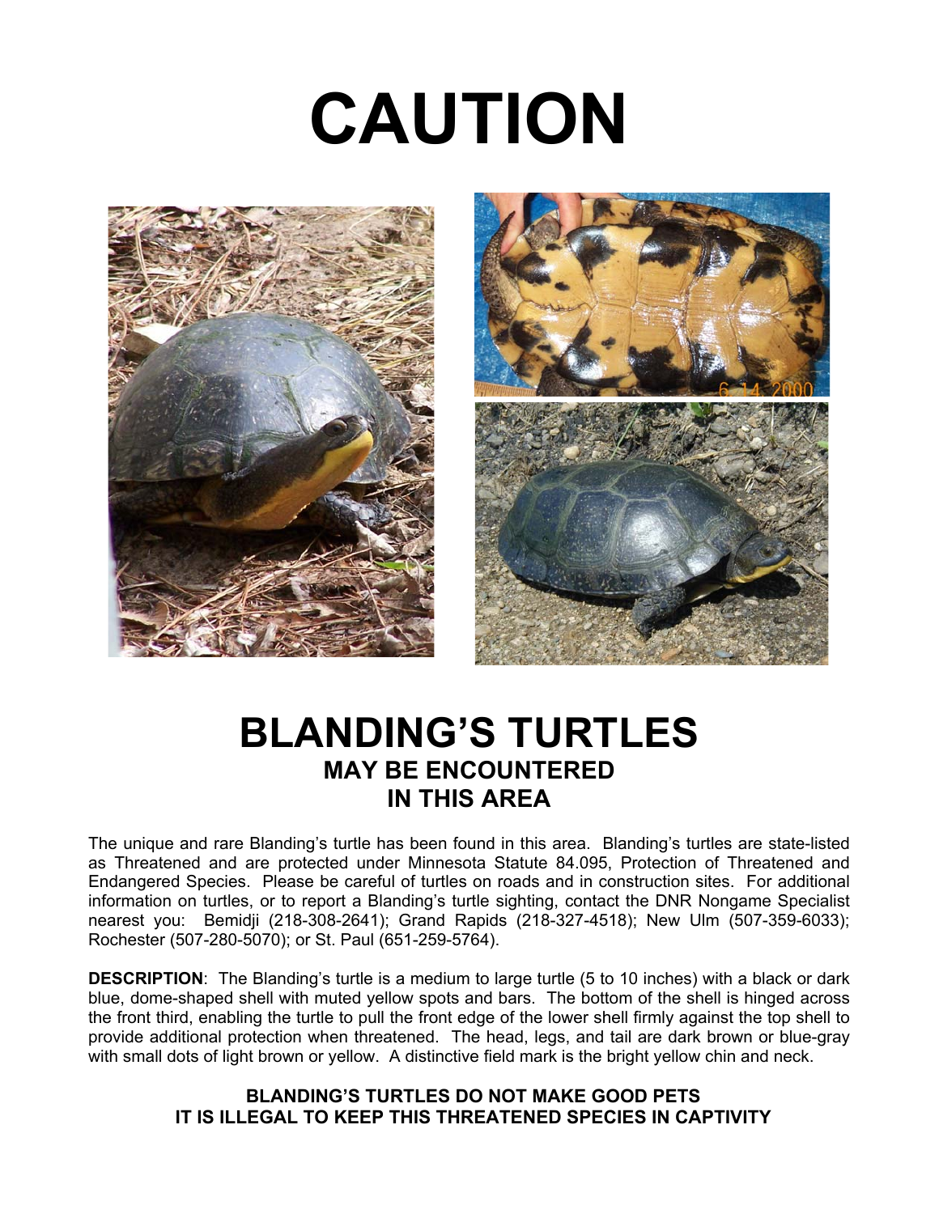# CAUTION

# BLANDING'S TURTLES

### MAY BE ENCOUNTERED IN THIS AREA

The unique and rare Blanding's turtle has been found in this area. Blanding's turtles are state-listed as Threatened and are protected under Minnesota Statute 84.095, Protection of Threatened and Endangered Species. Please be careful of turtles on roads and in construction sites. For additional information on turtles, or to report a Blanding's turtle sighting, contact the DNR Nongame Specialist nearest you: Bemidji (218-308-2641); Grand Rapids (218-327-4518); New Ulm (507-359-6033); Rochester (507-280-5070); or St. Paul (651-259-5764).

**DESCRIPTION**: The Blanding's turtle is a medium to large turtle (5 to 10 inches) with a black or dark blue, dome-shaped shell with muted yellow spots and bars. The bottom of the shell is hinged across the front third, enabling the turtle to pull the front edge of the lower shell firmly against the top shell to provide additional protection when threatened. The head, legs, and tail are dark brown or blue-gray with small dots of light brown or yellow. A distinctive field mark is the bright yellow chin and neck.

**BLANDING'S TURTLES DO NOT MAKE GOOD PETS**
**IT IS ILLEGAL TO KEEP THIS THREATENED SPECIES IN CAPTIVITY**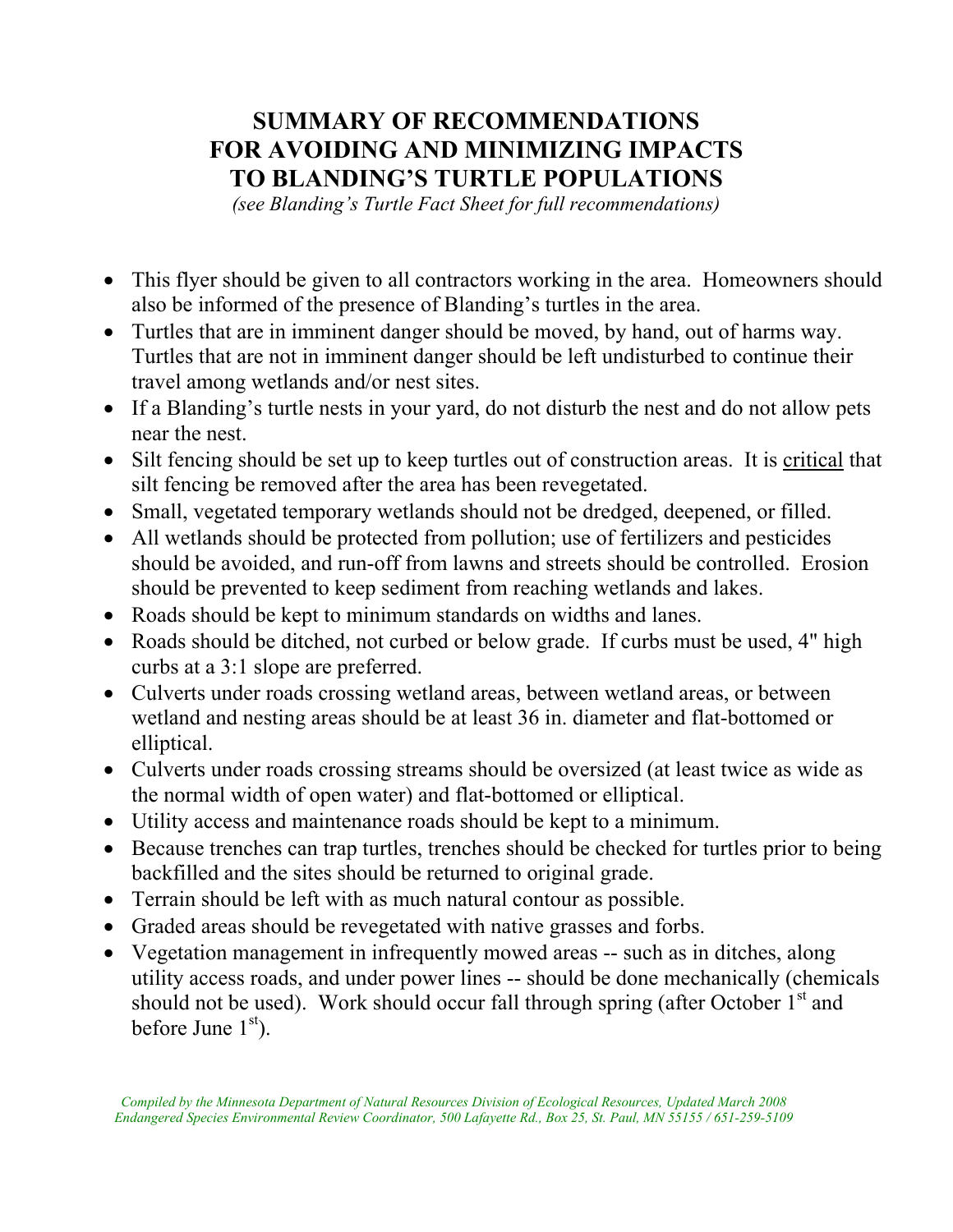# SUMMARY OF RECOMMENDATIONS FOR AVOIDING AND MINIMIZING IMPACTS TO BLANDING'S TURTLE POPULATIONS

*(see Blanding's Turtle Fact Sheet for full recommendations)*

- This flyer should be given to all contractors working in the area. Homeowners should also be informed of the presence of Blanding's turtles in the area.
- Turtles that are in imminent danger should be moved, by hand, out of harms way. Turtles that are not in imminent danger should be left undisturbed to continue their travel among wetlands and/or nest sites.
- If a Blanding's turtle nests in your yard, do not disturb the nest and do not allow pets near the nest.
- Silt fencing should be set up to keep turtles out of construction areas. It is <u>critical</u> that silt fencing be removed after the area has been revegetated.
- Small, vegetated temporary wetlands should not be dredged, deepened, or filled.
- All wetlands should be protected from pollution; use of fertilizers and pesticides should be avoided, and run-off from lawns and streets should be controlled. Erosion should be prevented to keep sediment from reaching wetlands and lakes.
- Roads should be kept to minimum standards on widths and lanes.
- Roads should be ditched, not curbed or below grade. If curbs must be used, 4" high curbs at a 3:1 slope are preferred.
- Culverts under roads crossing wetland areas, between wetland areas, or between wetland and nesting areas should be at least 36 in. diameter and flat-bottomed or elliptical.
- Culverts under roads crossing streams should be oversized (at least twice as wide as the normal width of open water) and flat-bottomed or elliptical.
- Utility access and maintenance roads should be kept to a minimum.
- Because trenches can trap turtles, trenches should be checked for turtles prior to being backfilled and the sites should be returned to original grade.
- Terrain should be left with as much natural contour as possible.
- Graded areas should be revegetated with native grasses and forbs.
- Vegetation management in infrequently mowed areas -- such as in ditches, along utility access roads, and under power lines -- should be done mechanically (chemicals should not be used). Work should occur fall through spring (after October 1st and before June 1st).

*Compiled by the Minnesota Department of Natural Resources Division of Ecological Resources, Updated March 2008*
*Endangered Species Environmental Review Coordinator, 500 Lafayette Rd., Box 25, St. Paul, MN 55155 / 651-259-5109*